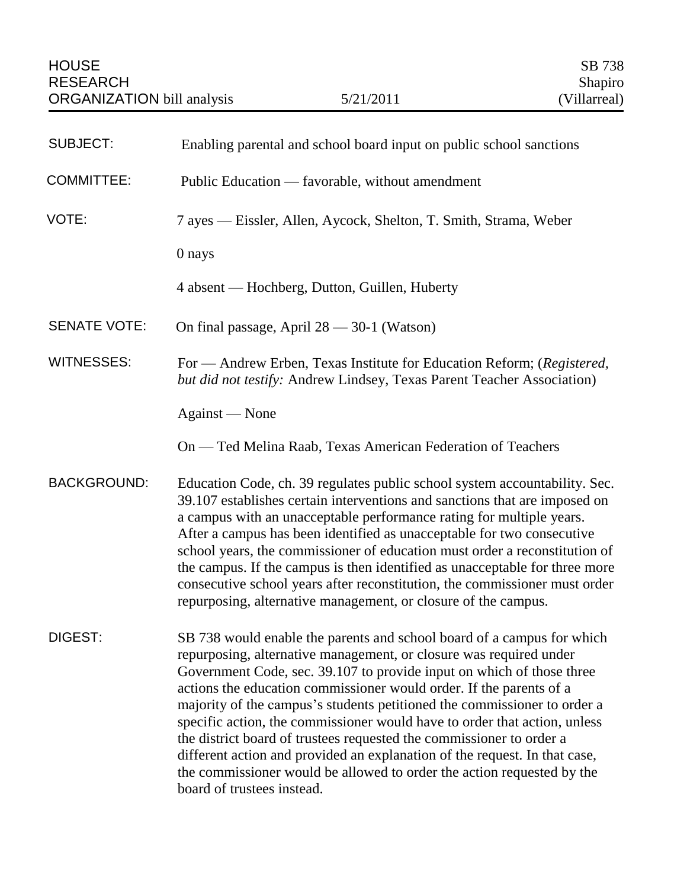HOUSE RESEARCH ORGANIZATION bill analysis — 5/21/2011 — SB 738 Shapiro (Villarreal)

**SUBJECT:** Enabling parental and school board input on public school sanctions

**COMMITTEE:** Public Education — favorable, without amendment

**VOTE:** 7 ayes — Eissler, Allen, Aycock, Shelton, T. Smith, Strama, Weber

0 nays

4 absent — Hochberg, Dutton, Guillen, Huberty

**SENATE VOTE:** On final passage, April 28 — 30-1 (Watson)

**WITNESSES:** For — Andrew Erben, Texas Institute for Education Reform; (*Registered, but did not testify:* Andrew Lindsey, Texas Parent Teacher Association)

Against — None

On — Ted Melina Raab, Texas American Federation of Teachers

**BACKGROUND:** Education Code, ch. 39 regulates public school system accountability. Sec. 39.107 establishes certain interventions and sanctions that are imposed on a campus with an unacceptable performance rating for multiple years. After a campus has been identified as unacceptable for two consecutive school years, the commissioner of education must order a reconstitution of the campus. If the campus is then identified as unacceptable for three more consecutive school years after reconstitution, the commissioner must order repurposing, alternative management, or closure of the campus.

**DIGEST:** SB 738 would enable the parents and school board of a campus for which repurposing, alternative management, or closure was required under Government Code, sec. 39.107 to provide input on which of those three actions the education commissioner would order. If the parents of a majority of the campus's students petitioned the commissioner to order a specific action, the commissioner would have to order that action, unless the district board of trustees requested the commissioner to order a different action and provided an explanation of the request. In that case, the commissioner would be allowed to order the action requested by the board of trustees instead.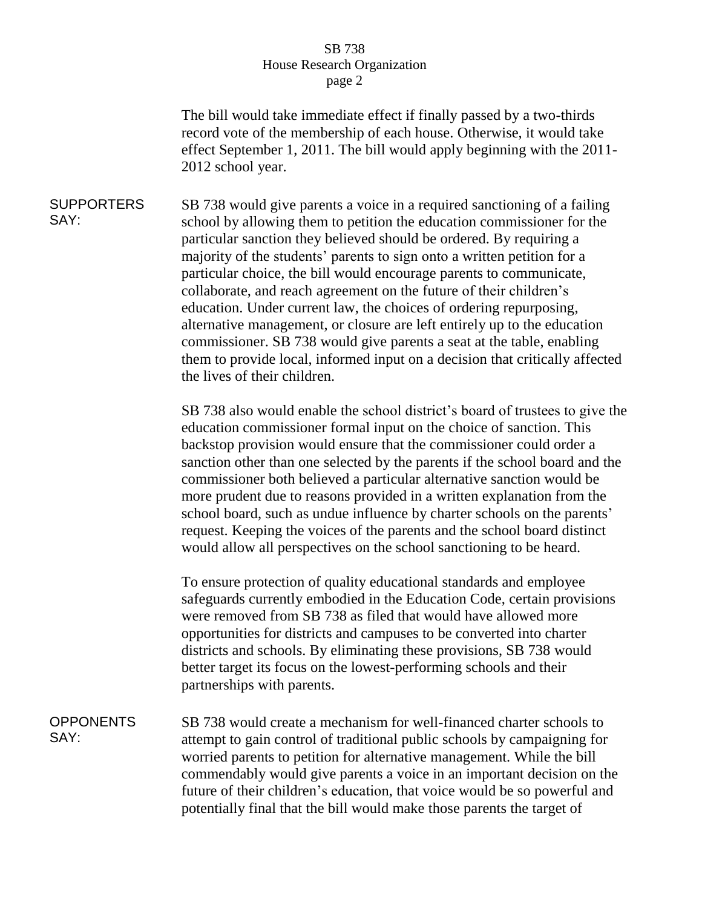The bill would take immediate effect if finally passed by a two-thirds record vote of the membership of each house. Otherwise, it would take effect September 1, 2011. The bill would apply beginning with the 2011-2012 school year.

**SUPPORTERS SAY:**

SB 738 would give parents a voice in a required sanctioning of a failing school by allowing them to petition the education commissioner for the particular sanction they believed should be ordered. By requiring a majority of the students' parents to sign onto a written petition for a particular choice, the bill would encourage parents to communicate, collaborate, and reach agreement on the future of their children's education. Under current law, the choices of ordering repurposing, alternative management, or closure are left entirely up to the education commissioner. SB 738 would give parents a seat at the table, enabling them to provide local, informed input on a decision that critically affected the lives of their children.

SB 738 also would enable the school district's board of trustees to give the education commissioner formal input on the choice of sanction. This backstop provision would ensure that the commissioner could order a sanction other than one selected by the parents if the school board and the commissioner both believed a particular alternative sanction would be more prudent due to reasons provided in a written explanation from the school board, such as undue influence by charter schools on the parents' request. Keeping the voices of the parents and the school board distinct would allow all perspectives on the school sanctioning to be heard.

To ensure protection of quality educational standards and employee safeguards currently embodied in the Education Code, certain provisions were removed from SB 738 as filed that would have allowed more opportunities for districts and campuses to be converted into charter districts and schools. By eliminating these provisions, SB 738 would better target its focus on the lowest-performing schools and their partnerships with parents.

**OPPONENTS SAY:**

SB 738 would create a mechanism for well-financed charter schools to attempt to gain control of traditional public schools by campaigning for worried parents to petition for alternative management. While the bill commendably would give parents a voice in an important decision on the future of their children's education, that voice would be so powerful and potentially final that the bill would make those parents the target of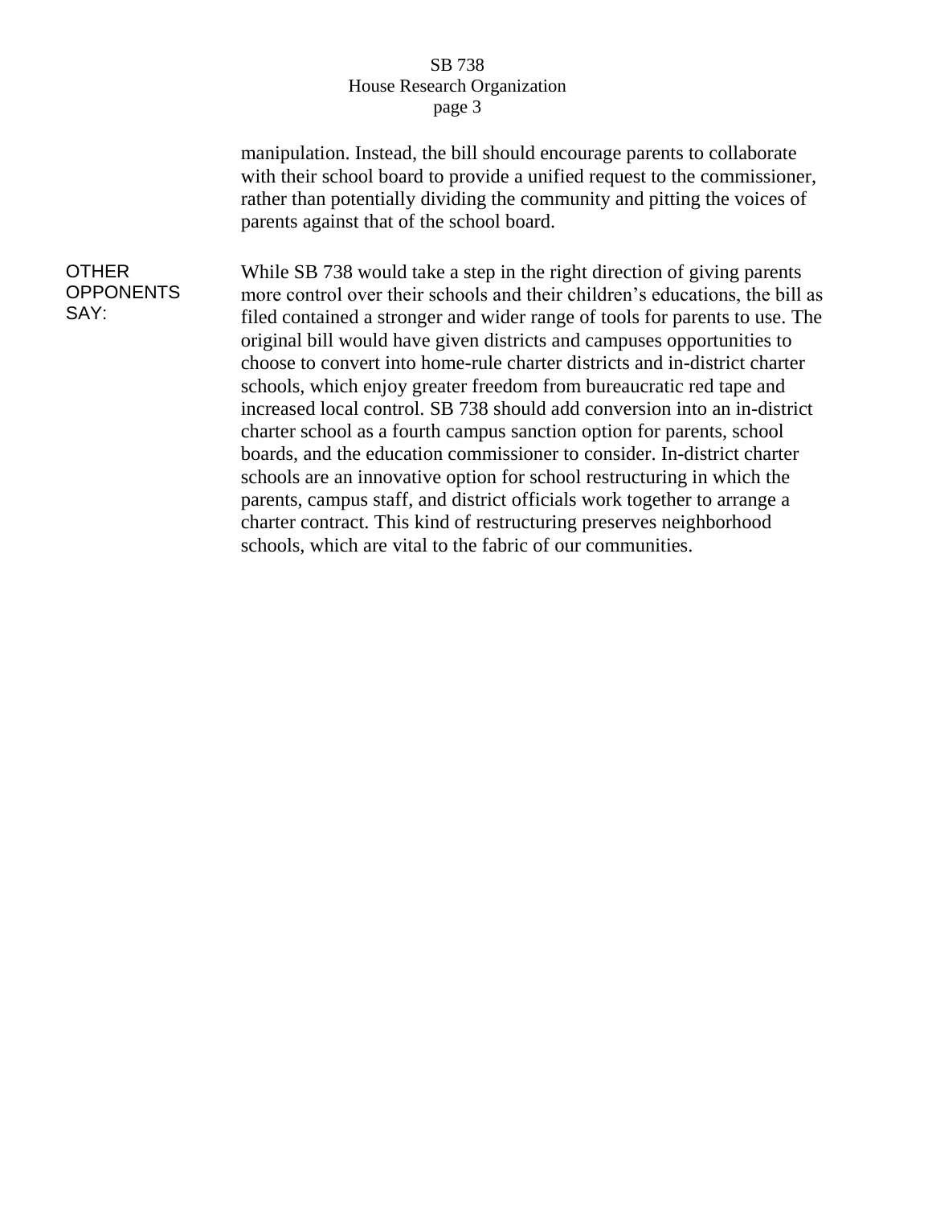manipulation. Instead, the bill should encourage parents to collaborate with their school board to provide a unified request to the commissioner, rather than potentially dividing the community and pitting the voices of parents against that of the school board.

**OTHER OPPONENTS SAY:**

While SB 738 would take a step in the right direction of giving parents more control over their schools and their children's educations, the bill as filed contained a stronger and wider range of tools for parents to use. The original bill would have given districts and campuses opportunities to choose to convert into home-rule charter districts and in-district charter schools, which enjoy greater freedom from bureaucratic red tape and increased local control. SB 738 should add conversion into an in-district charter school as a fourth campus sanction option for parents, school boards, and the education commissioner to consider. In-district charter schools are an innovative option for school restructuring in which the parents, campus staff, and district officials work together to arrange a charter contract. This kind of restructuring preserves neighborhood schools, which are vital to the fabric of our communities.